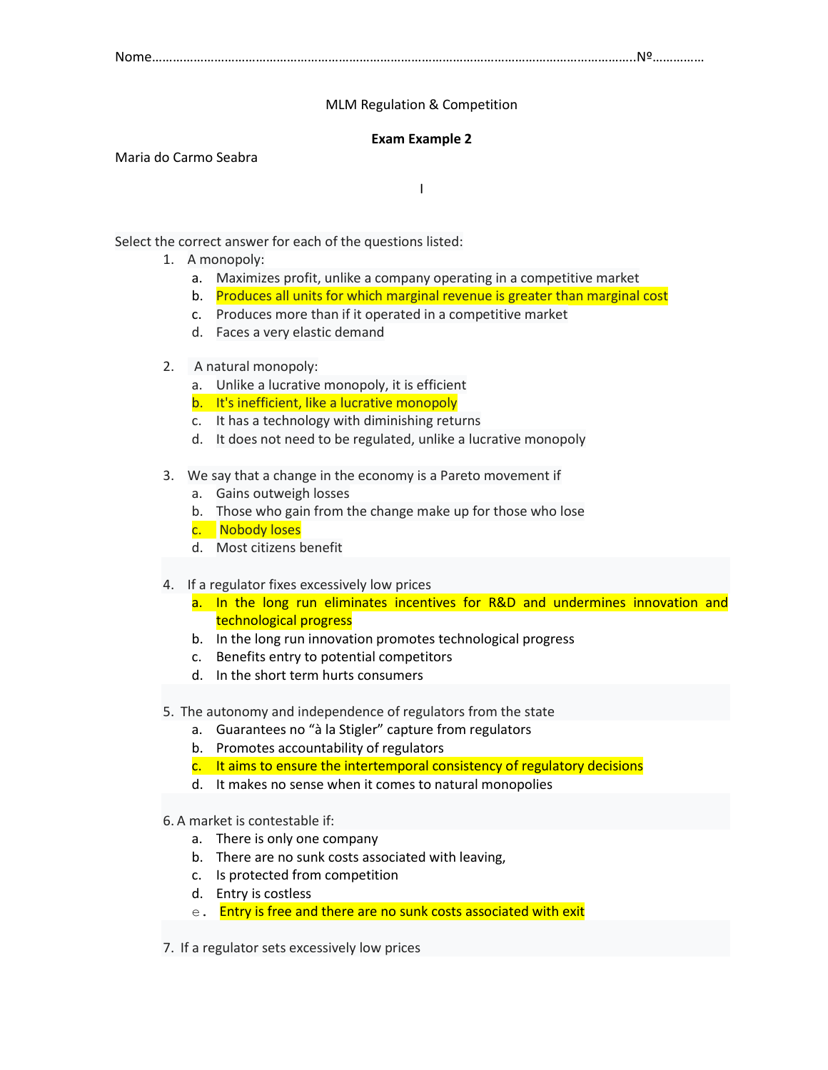Nome…………………………………………………………………………………………………………………………..Nº……………

MLM Regulation & Competition

**Exam Example 2**

Maria do Carmo Seabra

I

Select the correct answer for each of the questions listed:

1. A monopoly:
   a. Maximizes profit, unlike a company operating in a competitive market
   b. Produces all units for which marginal revenue is greater than marginal cost
   c. Produces more than if it operated in a competitive market
   d. Faces a very elastic demand

2. A natural monopoly:
   a. Unlike a lucrative monopoly, it is efficient
   b. It's inefficient, like a lucrative monopoly
   c. It has a technology with diminishing returns
   d. It does not need to be regulated, unlike a lucrative monopoly

3. We say that a change in the economy is a Pareto movement if
   a. Gains outweigh losses
   b. Those who gain from the change make up for those who lose
   c. Nobody loses
   d. Most citizens benefit

4. If a regulator fixes excessively low prices
   a. In the long run eliminates incentives for R&D and undermines innovation and technological progress
   b. In the long run innovation promotes technological progress
   c. Benefits entry to potential competitors
   d. In the short term hurts consumers

5. The autonomy and independence of regulators from the state
   a. Guarantees no "à la Stigler" capture from regulators
   b. Promotes accountability of regulators
   c. It aims to ensure the intertemporal consistency of regulatory decisions
   d. It makes no sense when it comes to natural monopolies

6. A market is contestable if:
   a. There is only one company
   b. There are no sunk costs associated with leaving,
   c. Is protected from competition
   d. Entry is costless
   e. Entry is free and there are no sunk costs associated with exit

7. If a regulator sets excessively low prices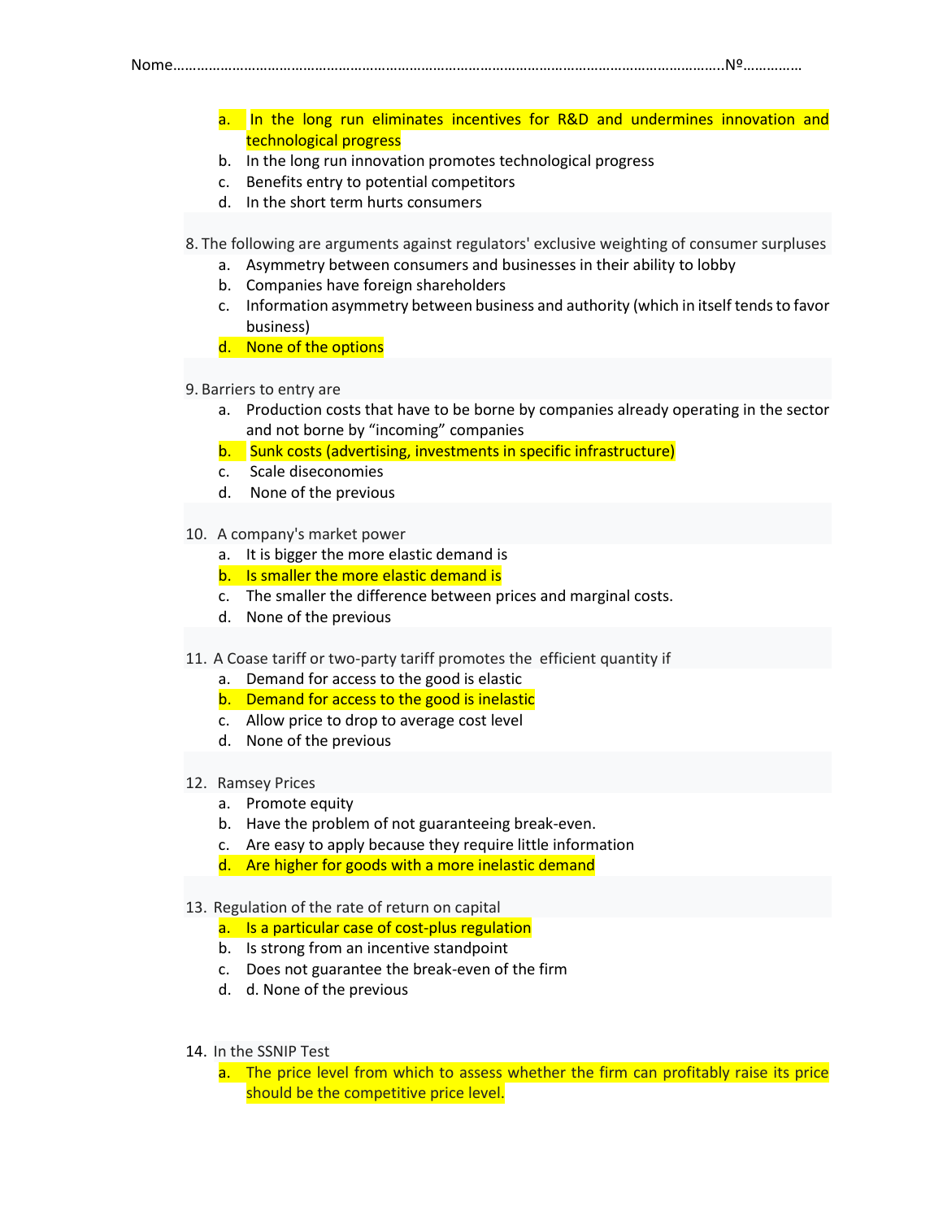Nome………………………………………………………………………………………………………………………..Nº……………

a. In the long run eliminates incentives for R&D and undermines innovation and technological progress
b. In the long run innovation promotes technological progress
c. Benefits entry to potential competitors
d. In the short term hurts consumers

8. The following are arguments against regulators' exclusive weighting of consumer surpluses
    a. Asymmetry between consumers and businesses in their ability to lobby
    b. Companies have foreign shareholders
    c. Information asymmetry between business and authority (which in itself tends to favor business)
    d. None of the options

9. Barriers to entry are
    a. Production costs that have to be borne by companies already operating in the sector and not borne by "incoming" companies
    b. Sunk costs (advertising, investments in specific infrastructure)
    c. Scale diseconomies
    d. None of the previous

10. A company's market power
    a. It is bigger the more elastic demand is
    b. Is smaller the more elastic demand is
    c. The smaller the difference between prices and marginal costs.
    d. None of the previous

11. A Coase tariff or two-party tariff promotes the efficient quantity if
    a. Demand for access to the good is elastic
    b. Demand for access to the good is inelastic
    c. Allow price to drop to average cost level
    d. None of the previous

12. Ramsey Prices
    a. Promote equity
    b. Have the problem of not guaranteeing break-even.
    c. Are easy to apply because they require little information
    d. Are higher for goods with a more inelastic demand

13. Regulation of the rate of return on capital
    a. Is a particular case of cost-plus regulation
    b. Is strong from an incentive standpoint
    c. Does not guarantee the break-even of the firm
    d. d. None of the previous

14. In the SSNIP Test
    a. The price level from which to assess whether the firm can profitably raise its price should be the competitive price level.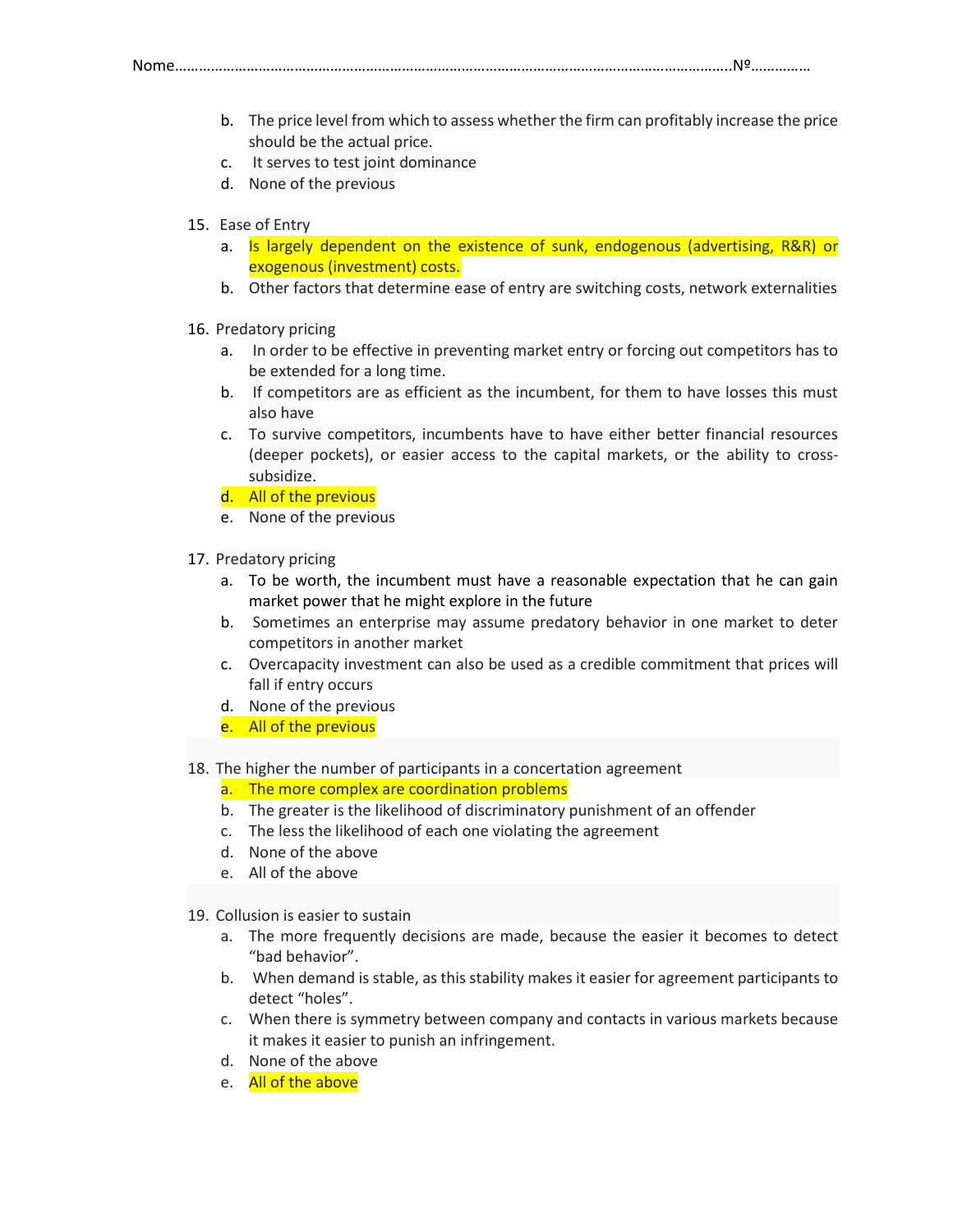Nome……………………………………………………………………………………………………………………..Nº……………

b. The price level from which to assess whether the firm can profitably increase the price should be the actual price.
c. It serves to test joint dominance
d. None of the previous

15. Ease of Entry
    a. Is largely dependent on the existence of sunk, endogenous (advertising, R&R) or exogenous (investment) costs.
    b. Other factors that determine ease of entry are switching costs, network externalities

16. Predatory pricing
    a. In order to be effective in preventing market entry or forcing out competitors has to be extended for a long time.
    b. If competitors are as efficient as the incumbent, for them to have losses this must also have
    c. To survive competitors, incumbents have to have either better financial resources (deeper pockets), or easier access to the capital markets, or the ability to cross-subsidize.
    d. All of the previous
    e. None of the previous

17. Predatory pricing
    a. To be worth, the incumbent must have a reasonable expectation that he can gain market power that he might explore in the future
    b. Sometimes an enterprise may assume predatory behavior in one market to deter competitors in another market
    c. Overcapacity investment can also be used as a credible commitment that prices will fall if entry occurs
    d. None of the previous
    e. All of the previous

18. The higher the number of participants in a concertation agreement
    a. The more complex are coordination problems
    b. The greater is the likelihood of discriminatory punishment of an offender
    c. The less the likelihood of each one violating the agreement
    d. None of the above
    e. All of the above

19. Collusion is easier to sustain
    a. The more frequently decisions are made, because the easier it becomes to detect "bad behavior".
    b. When demand is stable, as this stability makes it easier for agreement participants to detect "holes".
    c. When there is symmetry between company and contacts in various markets because it makes it easier to punish an infringement.
    d. None of the above
    e. All of the above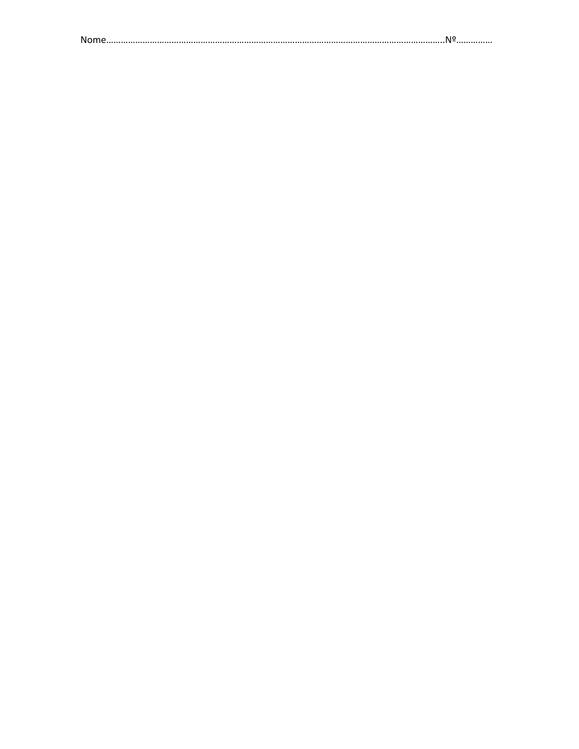Nome……………………………………………………………………………………………………………………………..Nº……………